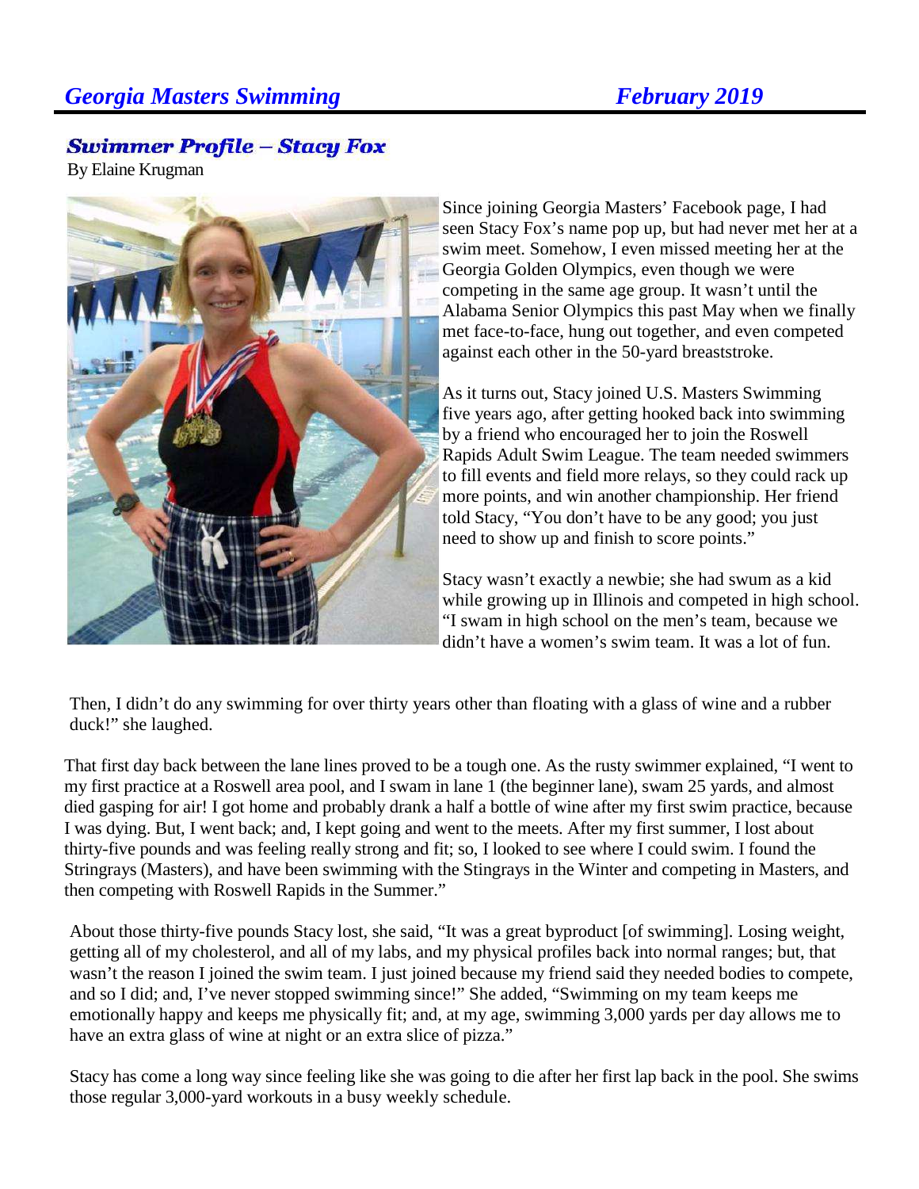## Swimmer Profile – Stacy Fox

By Elaine Krugman

Since joining Georgia Masters' Facebook page, I had seen Stacy Fox's name pop up, but had never met her at a swim meet. Somehow, I even missed meeting her at the Georgia Golden Olympics, even though we were competing in the same age group. It wasn't until the Alabama Senior Olympics this past May when we finally met face-to-face, hung out together, and even competed against each other in the 50-yard breaststroke.

As it turns out, Stacy joined U.S. Masters Swimming five years ago, after getting hooked back into swimming by a friend who encouraged her to join the Roswell Rapids Adult Swim League. The team needed swimmers to fill events and field more relays, so they could rack up more points, and win another championship. Her friend told Stacy, "You don't have to be any good; you just need to show up and finish to score points."

Stacy wasn't exactly a newbie; she had swum as a kid while growing up in Illinois and competed in high school. "I swam in high school on the men's team, because we didn't have a women's swim team. It was a lot of fun. Then, I didn't do any swimming for over thirty years other than floating with a glass of wine and a rubber duck!" she laughed.

That first day back between the lane lines proved to be a tough one. As the rusty swimmer explained, "I went to my first practice at a Roswell area pool, and I swam in lane 1 (the beginner lane), swam 25 yards, and almost died gasping for air! I got home and probably drank a half a bottle of wine after my first swim practice, because I was dying. But, I went back; and, I kept going and went to the meets. After my first summer, I lost about thirty-five pounds and was feeling really strong and fit; so, I looked to see where I could swim. I found the Stringrays (Masters), and have been swimming with the Stingrays in the Winter and competing in Masters, and then competing with Roswell Rapids in the Summer."

About those thirty-five pounds Stacy lost, she said, "It was a great byproduct [of swimming]. Losing weight, getting all of my cholesterol, and all of my labs, and my physical profiles back into normal ranges; but, that wasn't the reason I joined the swim team. I just joined because my friend said they needed bodies to compete, and so I did; and, I've never stopped swimming since!" She added, "Swimming on my team keeps me emotionally happy and keeps me physically fit; and, at my age, swimming 3,000 yards per day allows me to have an extra glass of wine at night or an extra slice of pizza."

Stacy has come a long way since feeling like she was going to die after her first lap back in the pool. She swims those regular 3,000-yard workouts in a busy weekly schedule.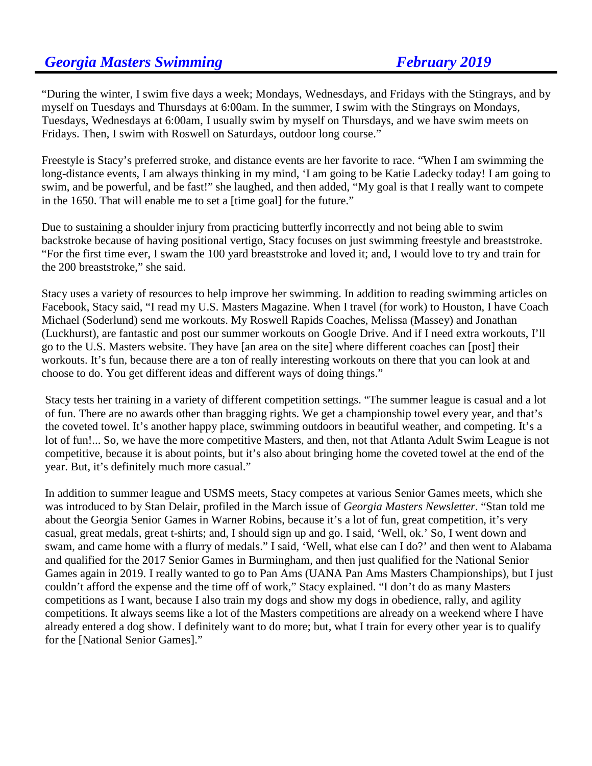"During the winter, I swim five days a week; Mondays, Wednesdays, and Fridays with the Stingrays, and by myself on Tuesdays and Thursdays at 6:00am. In the summer, I swim with the Stingrays on Mondays, Tuesdays, Wednesdays at 6:00am, I usually swim by myself on Thursdays, and we have swim meets on Fridays. Then, I swim with Roswell on Saturdays, outdoor long course."

Freestyle is Stacy's preferred stroke, and distance events are her favorite to race. "When I am swimming the long-distance events, I am always thinking in my mind, 'I am going to be Katie Ladecky today! I am going to swim, and be powerful, and be fast!" she laughed, and then added, "My goal is that I really want to compete in the 1650. That will enable me to set a [time goal] for the future."

Due to sustaining a shoulder injury from practicing butterfly incorrectly and not being able to swim backstroke because of having positional vertigo, Stacy focuses on just swimming freestyle and breaststroke. "For the first time ever, I swam the 100 yard breaststroke and loved it; and, I would love to try and train for the 200 breaststroke," she said.

Stacy uses a variety of resources to help improve her swimming. In addition to reading swimming articles on Facebook, Stacy said, "I read my U.S. Masters Magazine. When I travel (for work) to Houston, I have Coach Michael (Soderlund) send me workouts. My Roswell Rapids Coaches, Melissa (Massey) and Jonathan (Luckhurst), are fantastic and post our summer workouts on Google Drive. And if I need extra workouts, I'll go to the U.S. Masters website. They have [an area on the site] where different coaches can [post] their workouts. It's fun, because there are a ton of really interesting workouts on there that you can look at and choose to do. You get different ideas and different ways of doing things."

Stacy tests her training in a variety of different competition settings. "The summer league is casual and a lot of fun. There are no awards other than bragging rights. We get a championship towel every year, and that's the coveted towel. It's another happy place, swimming outdoors in beautiful weather, and competing. It's a lot of fun!... So, we have the more competitive Masters, and then, not that Atlanta Adult Swim League is not competitive, because it is about points, but it's also about bringing home the coveted towel at the end of the year. But, it's definitely much more casual."

In addition to summer league and USMS meets, Stacy competes at various Senior Games meets, which she was introduced to by Stan Delair, profiled in the March issue of *Georgia Masters Newsletter*. "Stan told me about the Georgia Senior Games in Warner Robins, because it's a lot of fun, great competition, it's very casual, great medals, great t-shirts; and, I should sign up and go. I said, 'Well, ok.' So, I went down and swam, and came home with a flurry of medals." I said, 'Well, what else can I do?' and then went to Alabama and qualified for the 2017 Senior Games in Burmingham, and then just qualified for the National Senior Games again in 2019. I really wanted to go to Pan Ams (UANA Pan Ams Masters Championships), but I just couldn't afford the expense and the time off of work," Stacy explained. "I don't do as many Masters competitions as I want, because I also train my dogs and show my dogs in obedience, rally, and agility competitions. It always seems like a lot of the Masters competitions are already on a weekend where I have already entered a dog show. I definitely want to do more; but, what I train for every other year is to qualify for the [National Senior Games]."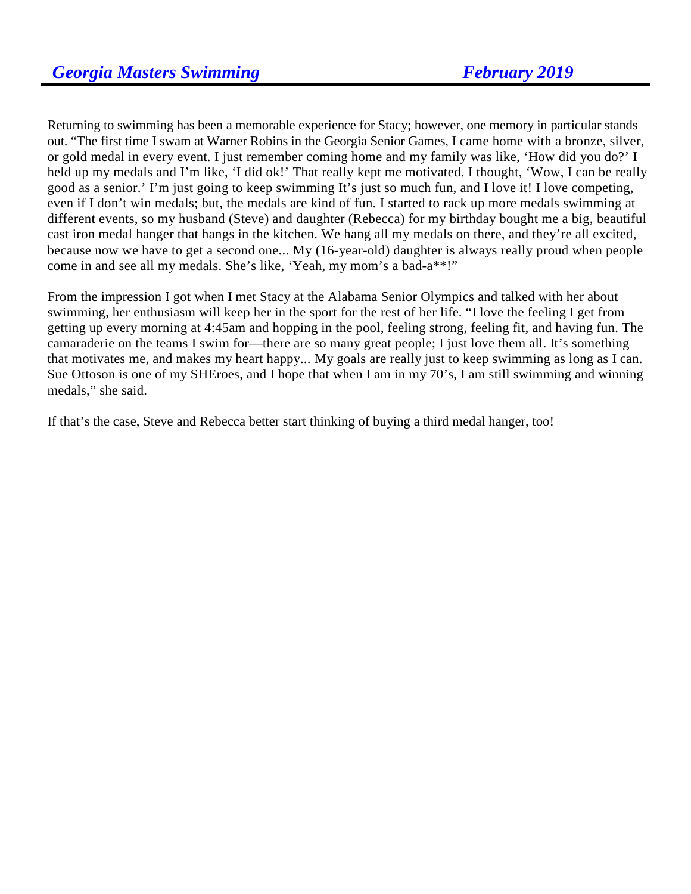Returning to swimming has been a memorable experience for Stacy; however, one memory in particular stands out. "The first time I swam at Warner Robins in the Georgia Senior Games, I came home with a bronze, silver, or gold medal in every event. I just remember coming home and my family was like, 'How did you do?' I held up my medals and I'm like, 'I did ok!' That really kept me motivated. I thought, 'Wow, I can be really good as a senior.' I'm just going to keep swimming It's just so much fun, and I love it! I love competing, even if I don't win medals; but, the medals are kind of fun. I started to rack up more medals swimming at different events, so my husband (Steve) and daughter (Rebecca) for my birthday bought me a big, beautiful cast iron medal hanger that hangs in the kitchen. We hang all my medals on there, and they're all excited, because now we have to get a second one... My (16-year-old) daughter is always really proud when people come in and see all my medals. She's like, 'Yeah, my mom's a bad-a**!"

From the impression I got when I met Stacy at the Alabama Senior Olympics and talked with her about swimming, her enthusiasm will keep her in the sport for the rest of her life. "I love the feeling I get from getting up every morning at 4:45am and hopping in the pool, feeling strong, feeling fit, and having fun. The camaraderie on the teams I swim for—there are so many great people; I just love them all. It's something that motivates me, and makes my heart happy... My goals are really just to keep swimming as long as I can. Sue Ottoson is one of my SHEroes, and I hope that when I am in my 70's, I am still swimming and winning medals," she said.

If that's the case, Steve and Rebecca better start thinking of buying a third medal hanger, too!